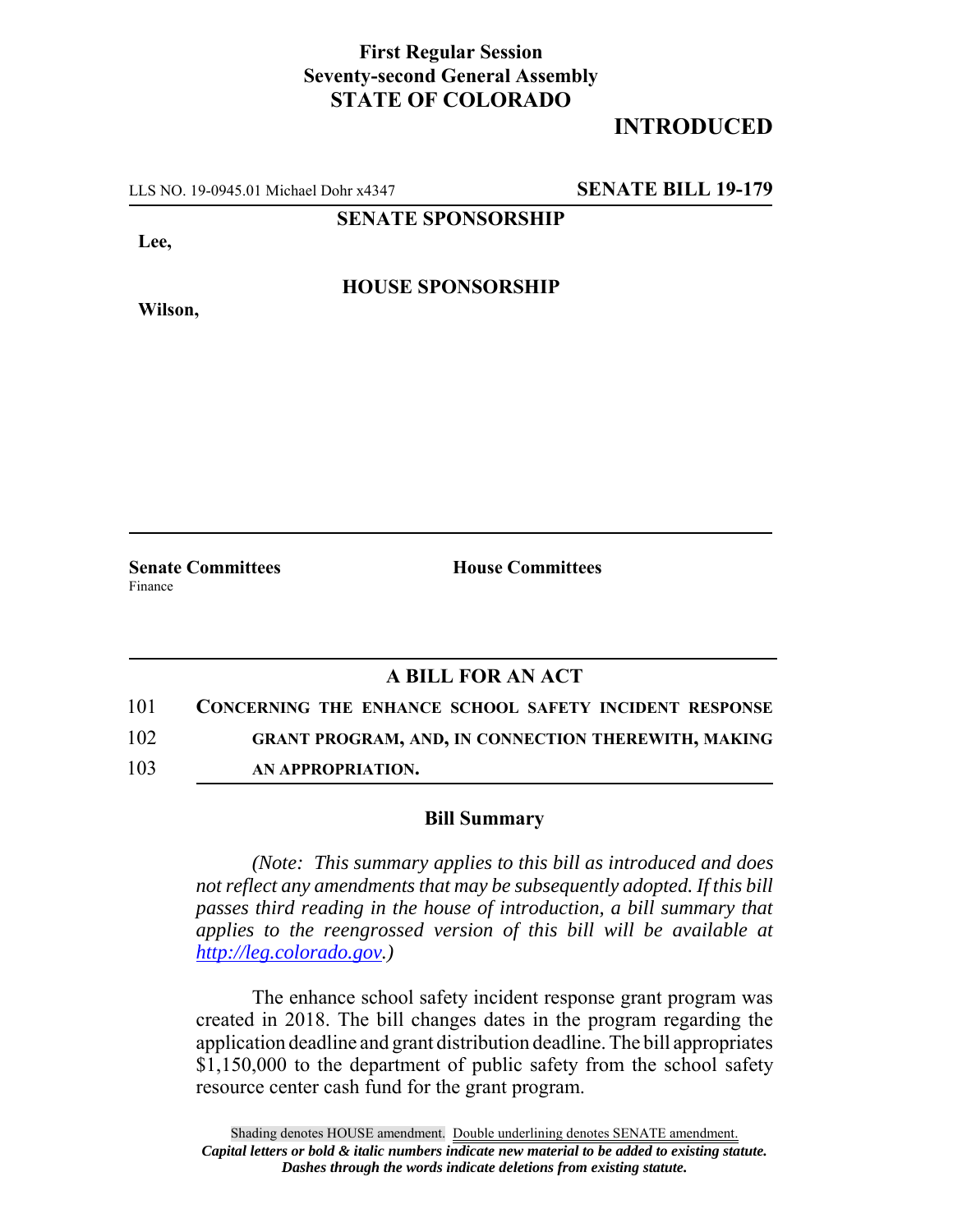**First Regular Session**
**Seventy-second General Assembly**
**STATE OF COLORADO**

**INTRODUCED**

LLS NO. 19-0945.01 Michael Dohr x4347 **SENATE BILL 19-179**

**SENATE SPONSORSHIP**

**Lee,**

**HOUSE SPONSORSHIP**

**Wilson,**

**Senate Committees**
Finance

**House Committees**

## A BILL FOR AN ACT

101 **CONCERNING THE ENHANCE SCHOOL SAFETY INCIDENT RESPONSE**
102 **GRANT PROGRAM, AND, IN CONNECTION THEREWITH, MAKING**
103 **AN APPROPRIATION.**

### Bill Summary

*(Note: This summary applies to this bill as introduced and does not reflect any amendments that may be subsequently adopted. If this bill passes third reading in the house of introduction, a bill summary that applies to the reengrossed version of this bill will be available at http://leg.colorado.gov.)*

The enhance school safety incident response grant program was created in 2018. The bill changes dates in the program regarding the application deadline and grant distribution deadline. The bill appropriates $1,150,000 to the department of public safety from the school safety resource center cash fund for the grant program.

Shading denotes HOUSE amendment. Double underlining denotes SENATE amendment.
*Capital letters or bold & italic numbers indicate new material to be added to existing statute.*
*Dashes through the words indicate deletions from existing statute.*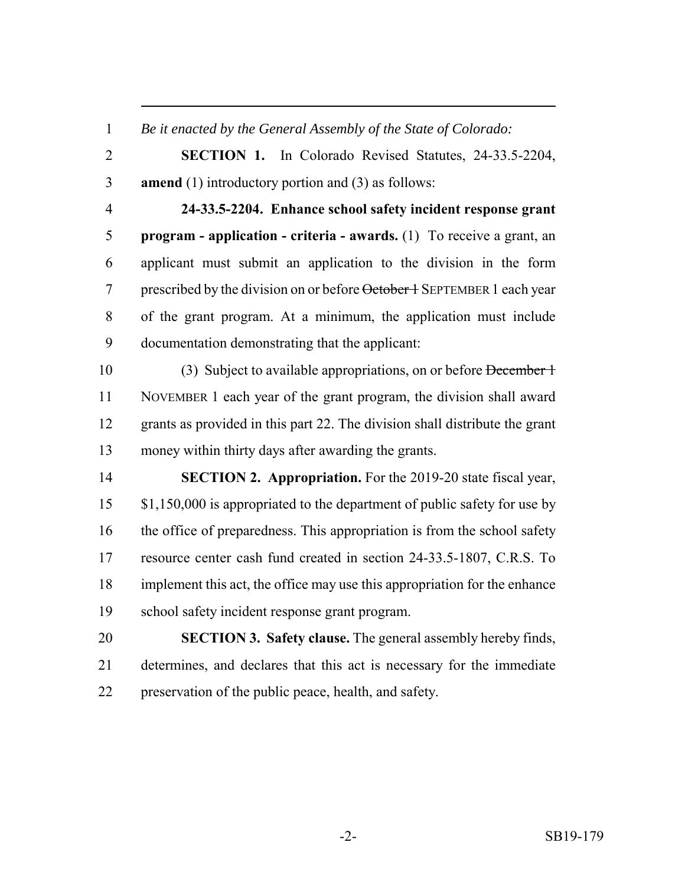*Be it enacted by the General Assembly of the State of Colorado:*

**SECTION 1.** In Colorado Revised Statutes, 24-33.5-2204, **amend** (1) introductory portion and (3) as follows:

**24-33.5-2204. Enhance school safety incident response grant program - application - criteria - awards.** (1) To receive a grant, an applicant must submit an application to the division in the form prescribed by the division on or before ~~October 1~~ SEPTEMBER 1 each year of the grant program. At a minimum, the application must include documentation demonstrating that the applicant:

(3) Subject to available appropriations, on or before ~~December 1~~ NOVEMBER 1 each year of the grant program, the division shall award grants as provided in this part 22. The division shall distribute the grant money within thirty days after awarding the grants.

**SECTION 2. Appropriation.** For the 2019-20 state fiscal year, $1,150,000 is appropriated to the department of public safety for use by the office of preparedness. This appropriation is from the school safety resource center cash fund created in section 24-33.5-1807, C.R.S. To implement this act, the office may use this appropriation for the enhance school safety incident response grant program.

**SECTION 3. Safety clause.** The general assembly hereby finds, determines, and declares that this act is necessary for the immediate preservation of the public peace, health, and safety.